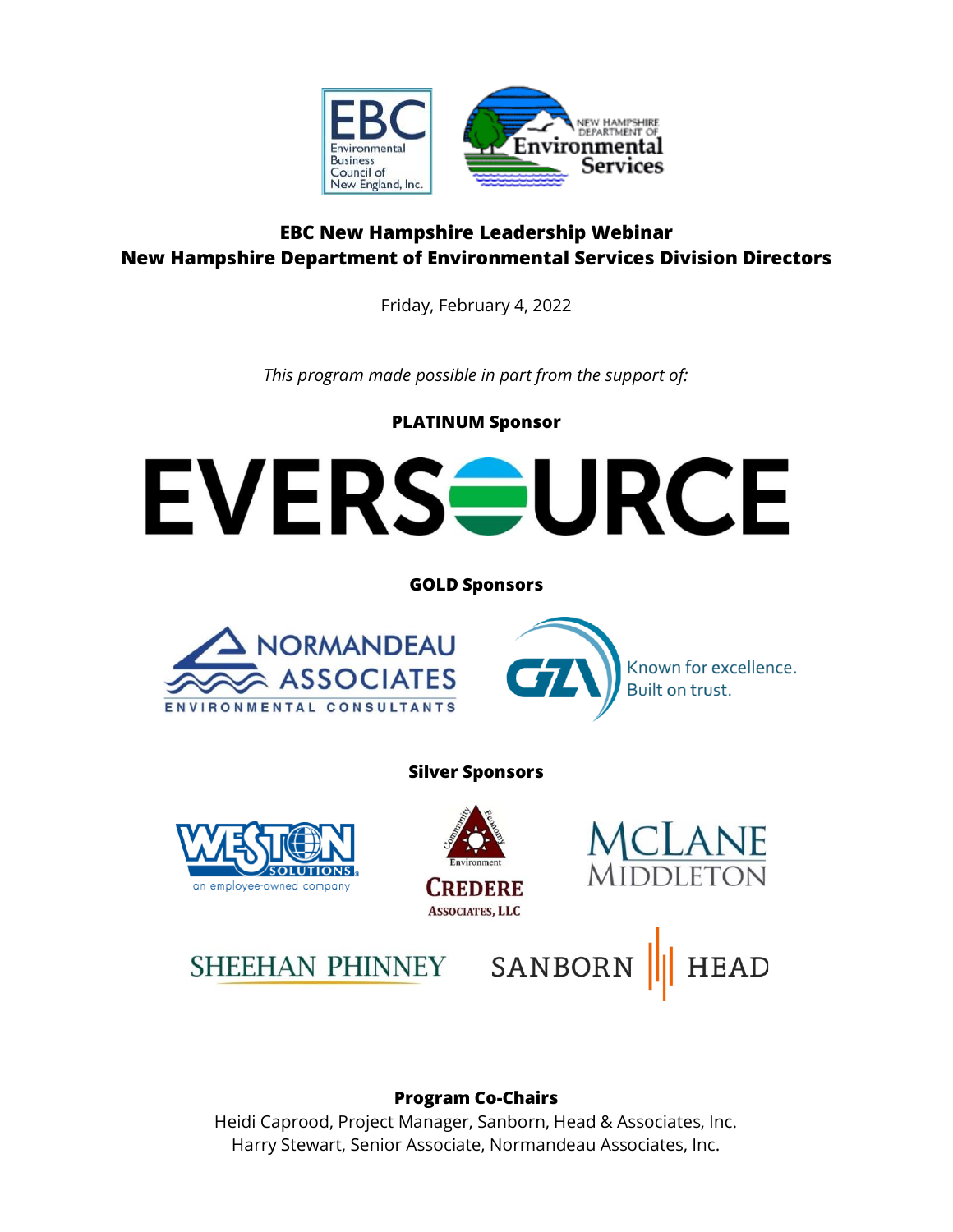**EBC New Hampshire Leadership Webinar**
**New Hampshire Department of Environmental Services Division Directors**

Friday, February 4, 2022

*This program made possible in part from the support of:*

**PLATINUM Sponsor**

**GOLD Sponsors**

**Silver Sponsors**

**Program Co-Chairs**

Heidi Caprood, Project Manager, Sanborn, Head & Associates, Inc.
Harry Stewart, Senior Associate, Normandeau Associates, Inc.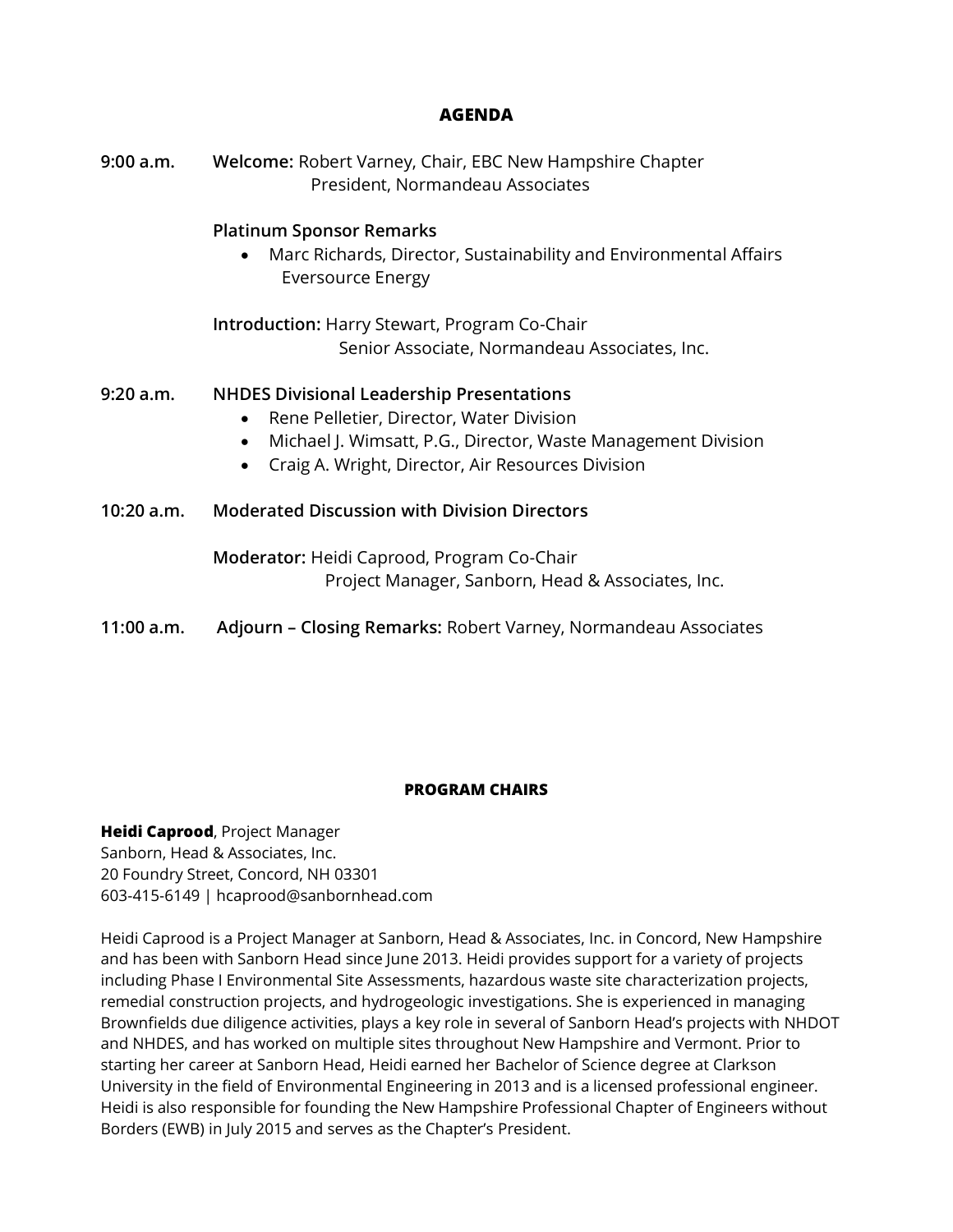## AGENDA

**9:00 a.m.** **Welcome:** Robert Varney, Chair, EBC New Hampshire Chapter
President, Normandeau Associates

**Platinum Sponsor Remarks**

- Marc Richards, Director, Sustainability and Environmental Affairs
  Eversource Energy

**Introduction:** Harry Stewart, Program Co-Chair
Senior Associate, Normandeau Associates, Inc.

**9:20 a.m.** **NHDES Divisional Leadership Presentations**

- Rene Pelletier, Director, Water Division
- Michael J. Wimsatt, P.G., Director, Waste Management Division
- Craig A. Wright, Director, Air Resources Division

**10:20 a.m.** **Moderated Discussion with Division Directors**

**Moderator:** Heidi Caprood, Program Co-Chair
Project Manager, Sanborn, Head & Associates, Inc.

**11:00 a.m.** **Adjourn – Closing Remarks:** Robert Varney, Normandeau Associates

## PROGRAM CHAIRS

**Heidi Caprood**, Project Manager
Sanborn, Head & Associates, Inc.
20 Foundry Street, Concord, NH 03301
603-415-6149 | hcaprood@sanbornhead.com

Heidi Caprood is a Project Manager at Sanborn, Head & Associates, Inc. in Concord, New Hampshire and has been with Sanborn Head since June 2013. Heidi provides support for a variety of projects including Phase I Environmental Site Assessments, hazardous waste site characterization projects, remedial construction projects, and hydrogeologic investigations. She is experienced in managing Brownfields due diligence activities, plays a key role in several of Sanborn Head's projects with NHDOT and NHDES, and has worked on multiple sites throughout New Hampshire and Vermont. Prior to starting her career at Sanborn Head, Heidi earned her Bachelor of Science degree at Clarkson University in the field of Environmental Engineering in 2013 and is a licensed professional engineer. Heidi is also responsible for founding the New Hampshire Professional Chapter of Engineers without Borders (EWB) in July 2015 and serves as the Chapter's President.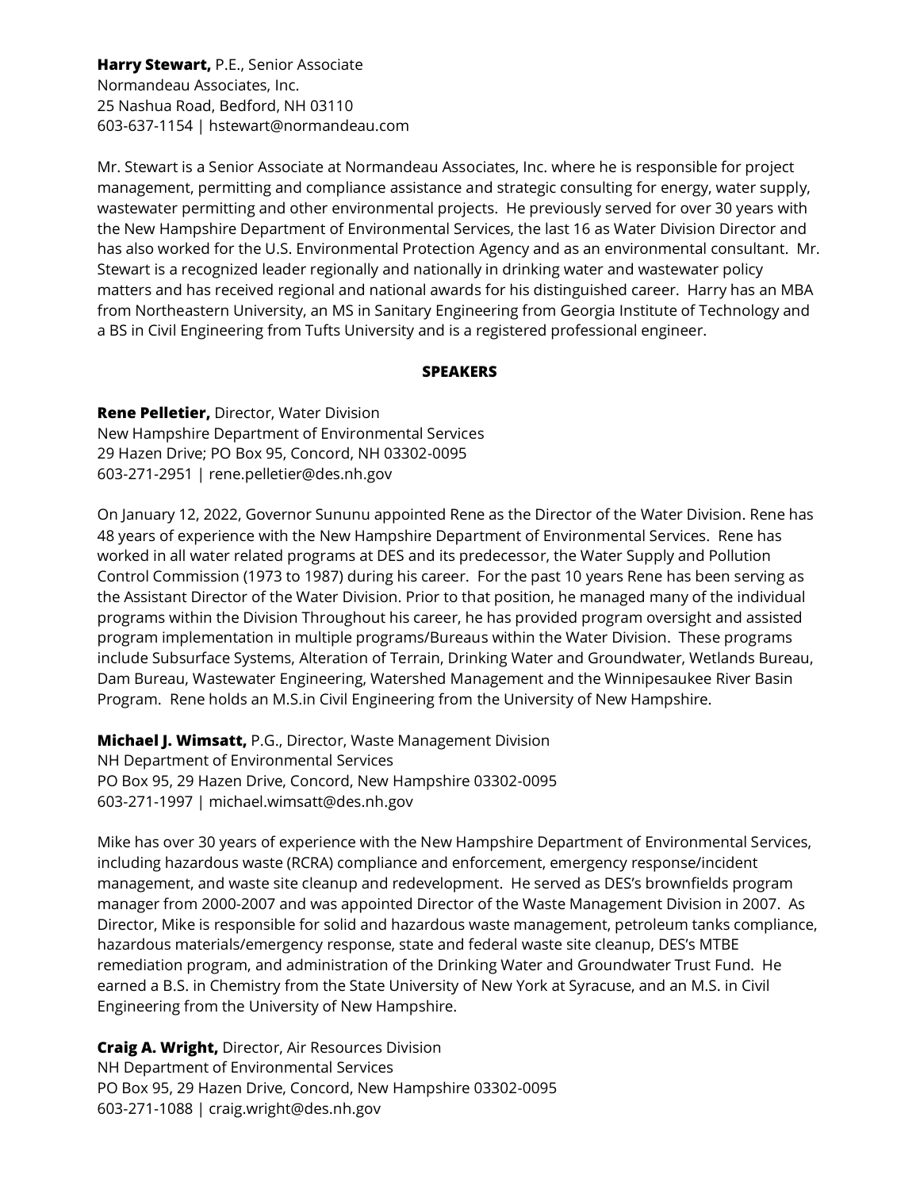**Harry Stewart,** P.E., Senior Associate
Normandeau Associates, Inc.
25 Nashua Road, Bedford, NH 03110
603-637-1154 | hstewart@normandeau.com

Mr. Stewart is a Senior Associate at Normandeau Associates, Inc. where he is responsible for project management, permitting and compliance assistance and strategic consulting for energy, water supply, wastewater permitting and other environmental projects. He previously served for over 30 years with the New Hampshire Department of Environmental Services, the last 16 as Water Division Director and has also worked for the U.S. Environmental Protection Agency and as an environmental consultant. Mr. Stewart is a recognized leader regionally and nationally in drinking water and wastewater policy matters and has received regional and national awards for his distinguished career. Harry has an MBA from Northeastern University, an MS in Sanitary Engineering from Georgia Institute of Technology and a BS in Civil Engineering from Tufts University and is a registered professional engineer.

## SPEAKERS

**Rene Pelletier,** Director, Water Division
New Hampshire Department of Environmental Services
29 Hazen Drive; PO Box 95, Concord, NH 03302-0095
603-271-2951 | rene.pelletier@des.nh.gov

On January 12, 2022, Governor Sununu appointed Rene as the Director of the Water Division. Rene has 48 years of experience with the New Hampshire Department of Environmental Services. Rene has worked in all water related programs at DES and its predecessor, the Water Supply and Pollution Control Commission (1973 to 1987) during his career. For the past 10 years Rene has been serving as the Assistant Director of the Water Division. Prior to that position, he managed many of the individual programs within the Division Throughout his career, he has provided program oversight and assisted program implementation in multiple programs/Bureaus within the Water Division. These programs include Subsurface Systems, Alteration of Terrain, Drinking Water and Groundwater, Wetlands Bureau, Dam Bureau, Wastewater Engineering, Watershed Management and the Winnipesaukee River Basin Program. Rene holds an M.S.in Civil Engineering from the University of New Hampshire.

**Michael J. Wimsatt,** P.G., Director, Waste Management Division
NH Department of Environmental Services
PO Box 95, 29 Hazen Drive, Concord, New Hampshire 03302-0095
603-271-1997 | michael.wimsatt@des.nh.gov

Mike has over 30 years of experience with the New Hampshire Department of Environmental Services, including hazardous waste (RCRA) compliance and enforcement, emergency response/incident management, and waste site cleanup and redevelopment. He served as DES's brownfields program manager from 2000-2007 and was appointed Director of the Waste Management Division in 2007. As Director, Mike is responsible for solid and hazardous waste management, petroleum tanks compliance, hazardous materials/emergency response, state and federal waste site cleanup, DES's MTBE remediation program, and administration of the Drinking Water and Groundwater Trust Fund. He earned a B.S. in Chemistry from the State University of New York at Syracuse, and an M.S. in Civil Engineering from the University of New Hampshire.

**Craig A. Wright,** Director, Air Resources Division
NH Department of Environmental Services
PO Box 95, 29 Hazen Drive, Concord, New Hampshire 03302-0095
603-271-1088 | craig.wright@des.nh.gov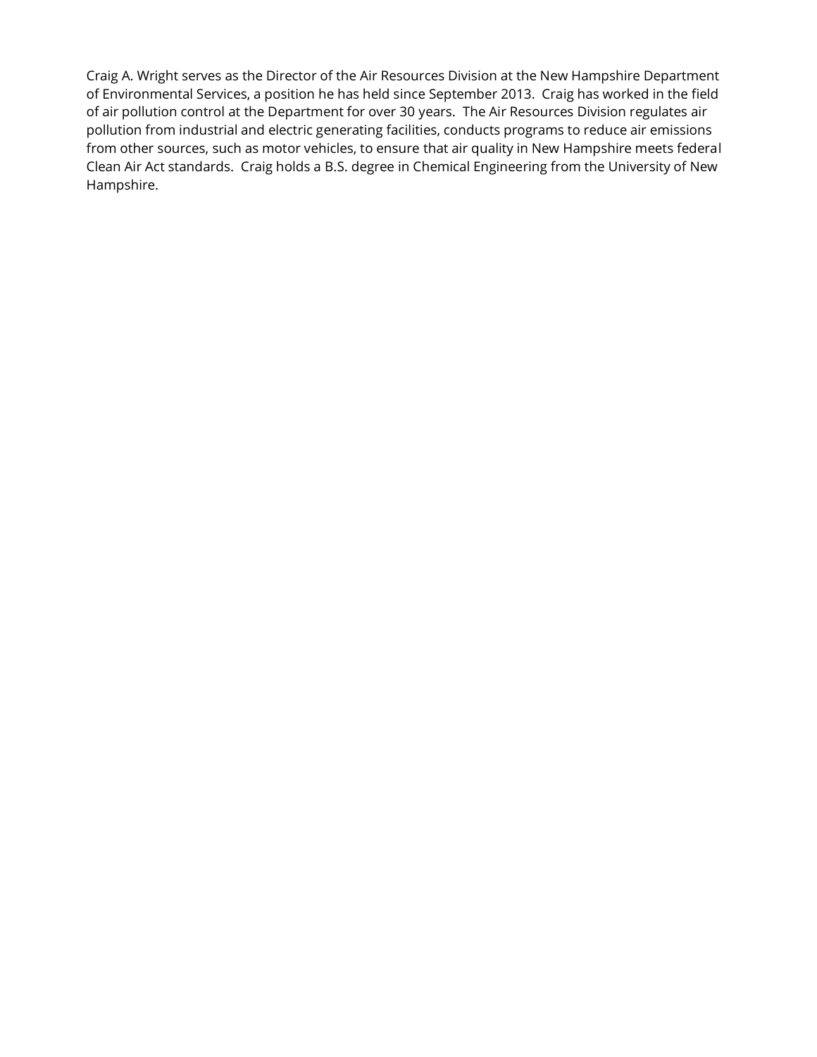Craig A. Wright serves as the Director of the Air Resources Division at the New Hampshire Department of Environmental Services, a position he has held since September 2013. Craig has worked in the field of air pollution control at the Department for over 30 years. The Air Resources Division regulates air pollution from industrial and electric generating facilities, conducts programs to reduce air emissions from other sources, such as motor vehicles, to ensure that air quality in New Hampshire meets federal Clean Air Act standards. Craig holds a B.S. degree in Chemical Engineering from the University of New Hampshire.